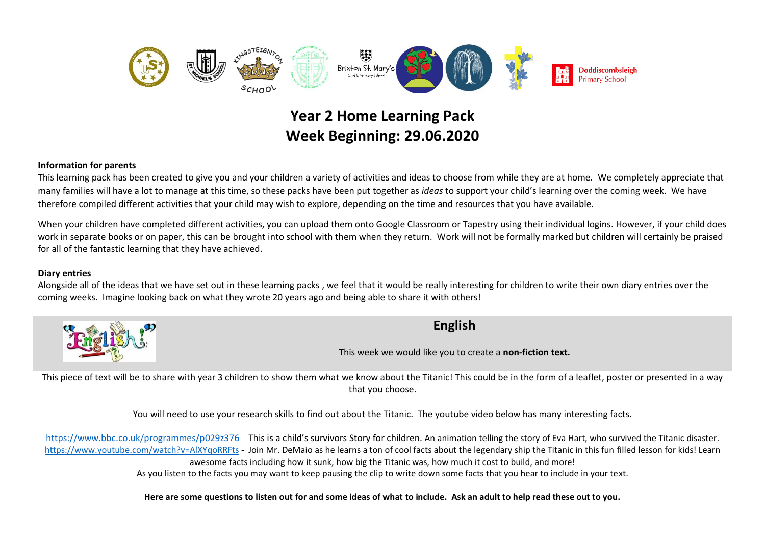Brixton St. Mary's C of E Primary School

Doddiscombsleigh Primary School

# Year 2 Home Learning Pack
# Week Beginning: 29.06.2020

**Information for parents**

This learning pack has been created to give you and your children a variety of activities and ideas to choose from while they are at home. We completely appreciate that many families will have a lot to manage at this time, so these packs have been put together as *ideas* to support your child's learning over the coming week. We have therefore compiled different activities that your child may wish to explore, depending on the time and resources that you have available.

When your children have completed different activities, you can upload them onto Google Classroom or Tapestry using their individual logins. However, if your child does work in separate books or on paper, this can be brought into school with them when they return. Work will not be formally marked but children will certainly be praised for all of the fantastic learning that they have achieved.

**Diary entries**

Alongside all of the ideas that we have set out in these learning packs , we feel that it would be really interesting for children to write their own diary entries over the coming weeks. Imagine looking back on what they wrote 20 years ago and being able to share it with others!

## English

This week we would like you to create a **non-fiction text.**

This piece of text will be to share with year 3 children to show them what we know about the Titanic! This could be in the form of a leaflet, poster or presented in a way that you choose.

You will need to use your research skills to find out about the Titanic. The youtube video below has many interesting facts.

https://www.bbc.co.uk/programmes/p029z376 This is a child's survivors Story for children. An animation telling the story of Eva Hart, who survived the Titanic disaster.
https://www.youtube.com/watch?v=AlXYqoRRFts - Join Mr. DeMaio as he learns a ton of cool facts about the legendary ship the Titanic in this fun filled lesson for kids! Learn awesome facts including how it sunk, how big the Titanic was, how much it cost to build, and more!
As you listen to the facts you may want to keep pausing the clip to write down some facts that you hear to include in your text.

**Here are some questions to listen out for and some ideas of what to include. Ask an adult to help read these out to you.**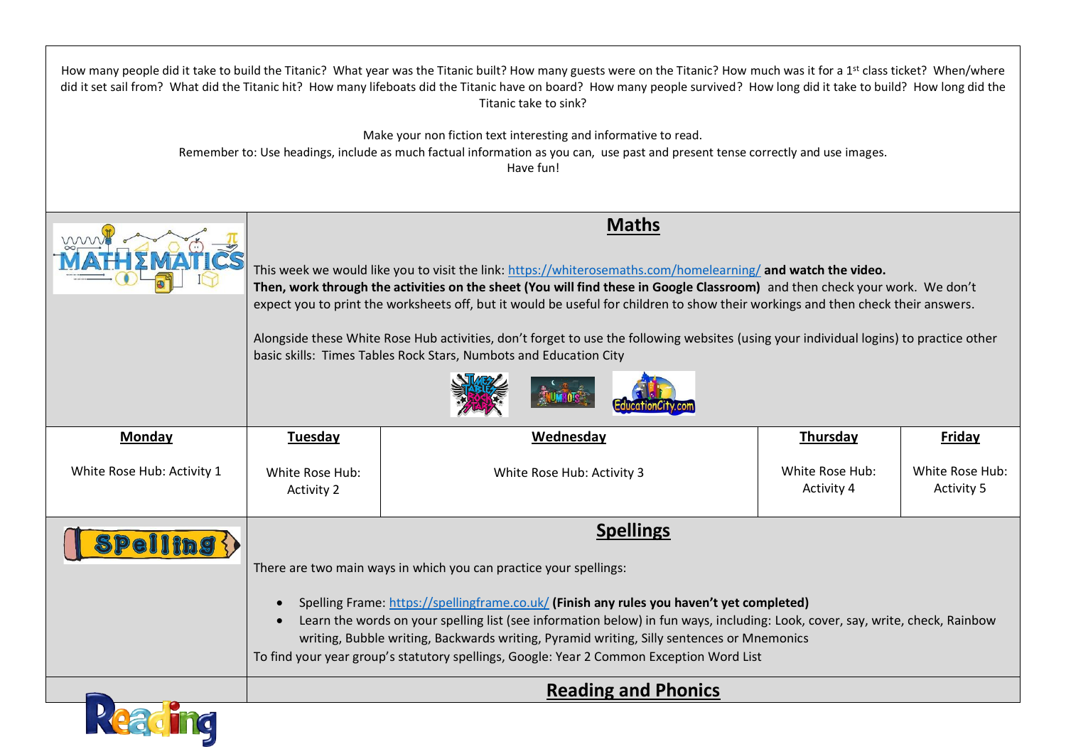How many people did it take to build the Titanic? What year was the Titanic built? How many guests were on the Titanic? How much was it for a 1st class ticket? When/where did it set sail from? What did the Titanic hit? How many lifeboats did the Titanic have on board? How many people survived? How long did it take to build? How long did the Titanic take to sink?

Make your non fiction text interesting and informative to read.
Remember to: Use headings, include as much factual information as you can, use past and present tense correctly and use images.
Have fun!

## Maths

This week we would like you to visit the link: https://whiterosemaths.com/homelearning/ **and watch the video. Then, work through the activities on the sheet (You will find these in Google Classroom)** and then check your work. We don't expect you to print the worksheets off, but it would be useful for children to show their workings and then check their answers.

Alongside these White Rose Hub activities, don't forget to use the following websites (using your individual logins) to practice other basic skills: Times Tables Rock Stars, Numbots and Education City

| Monday | Tuesday | Wednesday | Thursday | Friday |
|---|---|---|---|---|
| White Rose Hub: Activity 1 | White Rose Hub: Activity 2 | White Rose Hub: Activity 3 | White Rose Hub: Activity 4 | White Rose Hub: Activity 5 |

## Spellings

There are two main ways in which you can practice your spellings:

- Spelling Frame: https://spellingframe.co.uk/ **(Finish any rules you haven't yet completed)**
- Learn the words on your spelling list (see information below) in fun ways, including: Look, cover, say, write, check, Rainbow writing, Bubble writing, Backwards writing, Pyramid writing, Silly sentences or Mnemonics

To find your year group's statutory spellings, Google: Year 2 Common Exception Word List

## Reading and Phonics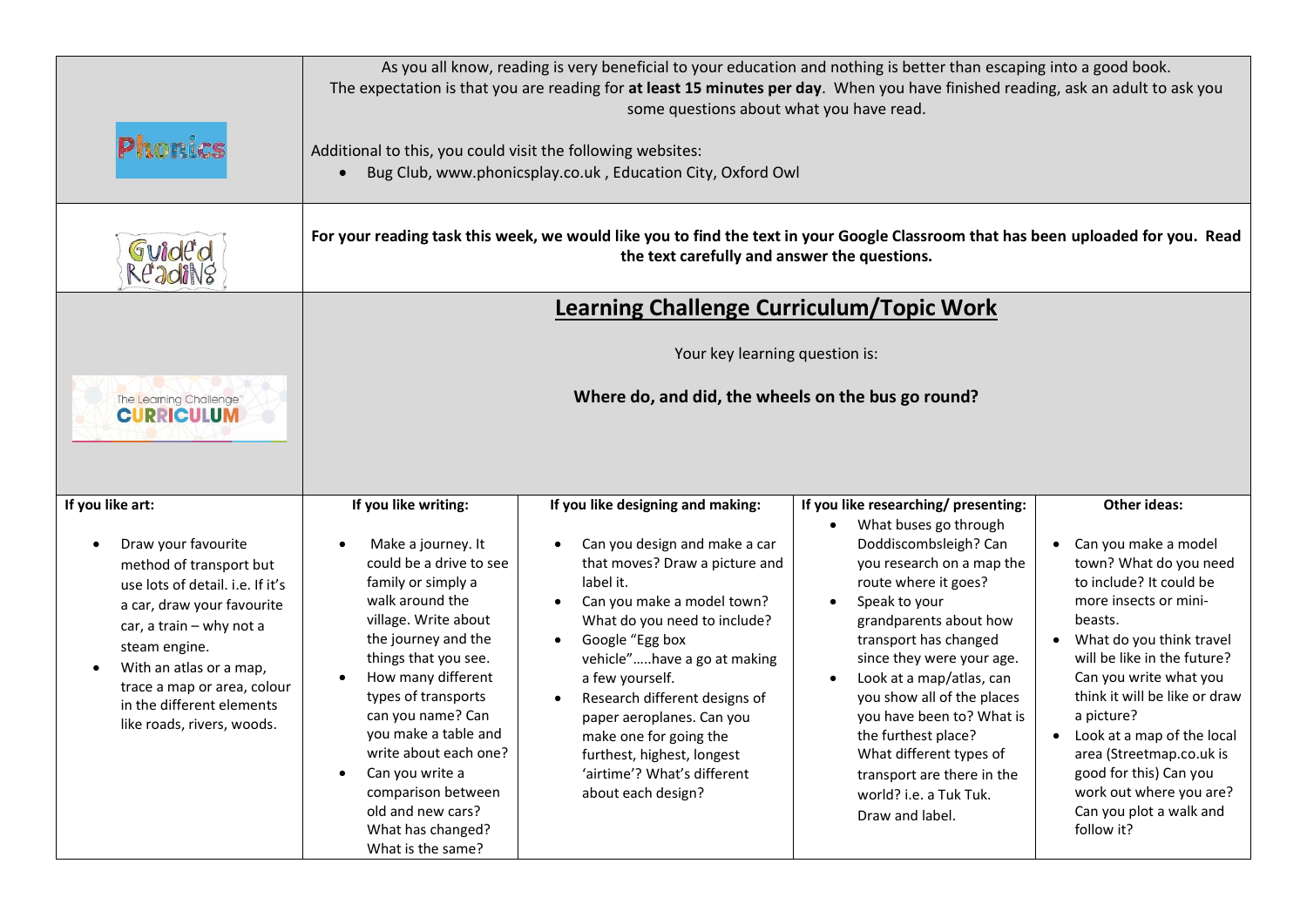| Phonics | As you all know, reading is very beneficial to your education and nothing is better than escaping into a good book. The expectation is that you are reading for **at least 15 minutes per day**. When you have finished reading, ask an adult to ask you some questions about what you have read.<br><br>Additional to this, you could visit the following websites:<br>• Bug Club, www.phonicsplay.co.uk , Education City, Oxford Owl |
|---|---|
| Guided Reading | **For your reading task this week, we would like you to find the text in your Google Classroom that has been uploaded for you. Read the text carefully and answer the questions.** |
| The Learning Challenge CURRICULUM | **Learning Challenge Curriculum/Topic Work**<br><br>Your key learning question is:<br><br>**Where do, and did, the wheels on the bus go round?** |

| **If you like art:** | **If you like writing:** | **If you like designing and making:** | **If you like researching/ presenting:** | **Other ideas:** |
|---|---|---|---|---|
| • Draw your favourite method of transport but use lots of detail. i.e. If it's a car, draw your favourite car, a train – why not a steam engine.<br>• With an atlas or a map, trace a map or area, colour in the different elements like roads, rivers, woods. | • Make a journey. It could be a drive to see family or simply a walk around the village. Write about the journey and the things that you see.<br>• How many different types of transports can you name? Can you make a table and write about each one?<br>• Can you write a comparison between old and new cars? What has changed? What is the same? | • Can you design and make a car that moves? Draw a picture and label it.<br>• Can you make a model town? What do you need to include?<br>• Google "Egg box vehicle"…..have a go at making a few yourself.<br>• Research different designs of paper aeroplanes. Can you make one for going the furthest, highest, longest 'airtime'? What's different about each design? | • What buses go through Doddiscombsleigh? Can you research on a map the route where it goes?<br>• Speak to your grandparents about how transport has changed since they were your age.<br>• Look at a map/atlas, can you show all of the places you have been to? What is the furthest place? What different types of transport are there in the world? i.e. a Tuk Tuk. Draw and label. | • Can you make a model town? What do you need to include? It could be more insects or mini-beasts.<br>• What do you think travel will be like in the future? Can you write what you think it will be like or draw a picture?<br>• Look at a map of the local area (Streetmap.co.uk is good for this) Can you work out where you are? Can you plot a walk and follow it? |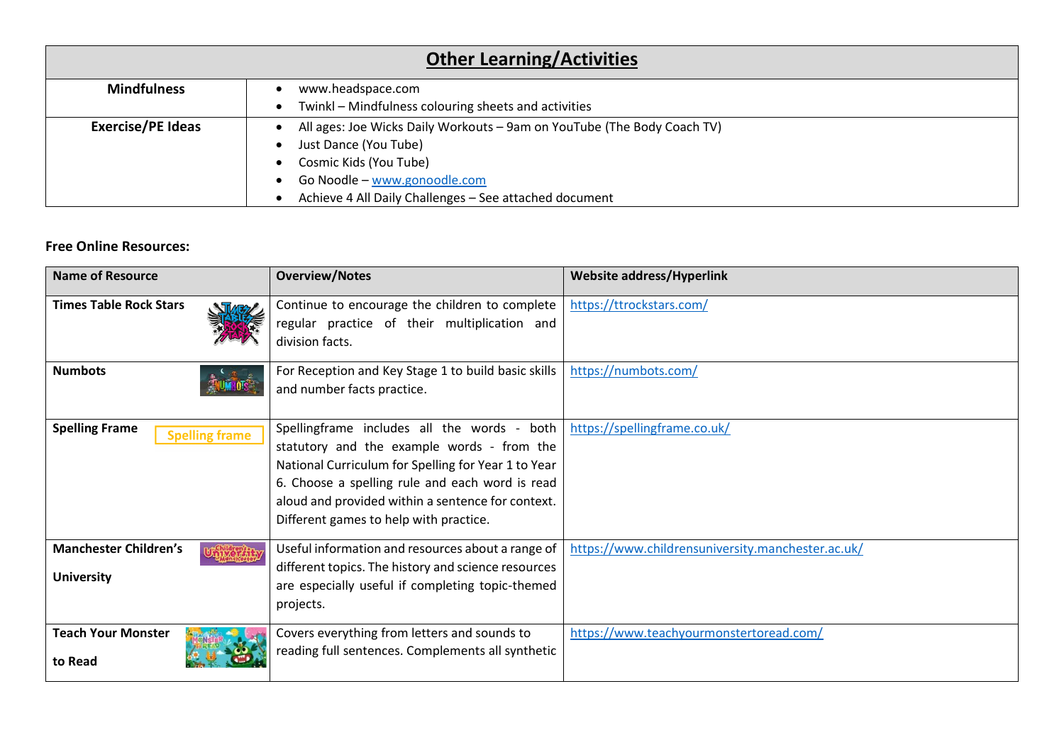| **Other Learning/Activities** | |
|---|---|
| **Mindfulness** | • www.headspace.com<br>• Twinkl – Mindfulness colouring sheets and activities |
| **Exercise/PE Ideas** | • All ages: Joe Wicks Daily Workouts – 9am on YouTube (The Body Coach TV)<br>• Just Dance (You Tube)<br>• Cosmic Kids (You Tube)<br>• Go Noodle – [www.gonoodle.com](http://www.gonoodle.com)<br>• Achieve 4 All Daily Challenges – See attached document |

**Free Online Resources:**

| Name of Resource | Overview/Notes | Website address/Hyperlink |
|---|---|---|
| **Times Table Rock Stars** | Continue to encourage the children to complete regular practice of their multiplication and division facts. | [https://ttrockstars.com/](https://ttrockstars.com/) |
| **Numbots** | For Reception and Key Stage 1 to build basic skills and number facts practice. | [https://numbots.com/](https://numbots.com/) |
| **Spelling Frame** | Spellingframe includes all the words - both statutory and the example words - from the National Curriculum for Spelling for Year 1 to Year 6. Choose a spelling rule and each word is read aloud and provided within a sentence for context. Different games to help with practice. | [https://spellingframe.co.uk/](https://spellingframe.co.uk/) |
| **Manchester Children's University** | Useful information and resources about a range of different topics. The history and science resources are especially useful if completing topic-themed projects. | [https://www.childrensuniversity.manchester.ac.uk/](https://www.childrensuniversity.manchester.ac.uk/) |
| **Teach Your Monster to Read** | Covers everything from letters and sounds to reading full sentences. Complements all synthetic | [https://www.teachyourmonstertoread.com/](https://www.teachyourmonstertoread.com/) |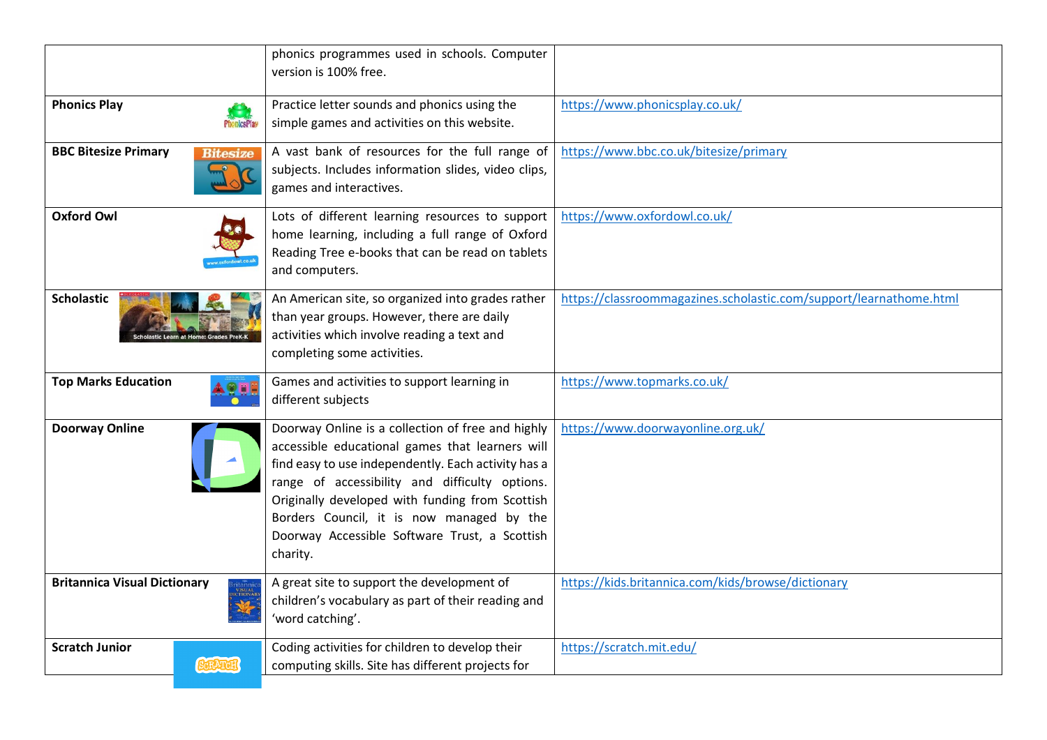| | | |
|---|---|---|
| | phonics programmes used in schools. Computer version is 100% free. | |
| **Phonics Play** | Practice letter sounds and phonics using the simple games and activities on this website. | https://www.phonicsplay.co.uk/ |
| **BBC Bitesize Primary** | A vast bank of resources for the full range of subjects. Includes information slides, video clips, games and interactives. | https://www.bbc.co.uk/bitesize/primary |
| **Oxford Owl** | Lots of different learning resources to support home learning, including a full range of Oxford Reading Tree e-books that can be read on tablets and computers. | https://www.oxfordowl.co.uk/ |
| **Scholastic** | An American site, so organized into grades rather than year groups. However, there are daily activities which involve reading a text and completing some activities. | https://classroommagazines.scholastic.com/support/learnathome.html |
| **Top Marks Education** | Games and activities to support learning in different subjects | https://www.topmarks.co.uk/ |
| **Doorway Online** | Doorway Online is a collection of free and highly accessible educational games that learners will find easy to use independently. Each activity has a range of accessibility and difficulty options. Originally developed with funding from Scottish Borders Council, it is now managed by the Doorway Accessible Software Trust, a Scottish charity. | https://www.doorwayonline.org.uk/ |
| **Britannica Visual Dictionary** | A great site to support the development of children's vocabulary as part of their reading and 'word catching'. | https://kids.britannica.com/kids/browse/dictionary |
| **Scratch Junior** | Coding activities for children to develop their computing skills. Site has different projects for | https://scratch.mit.edu/ |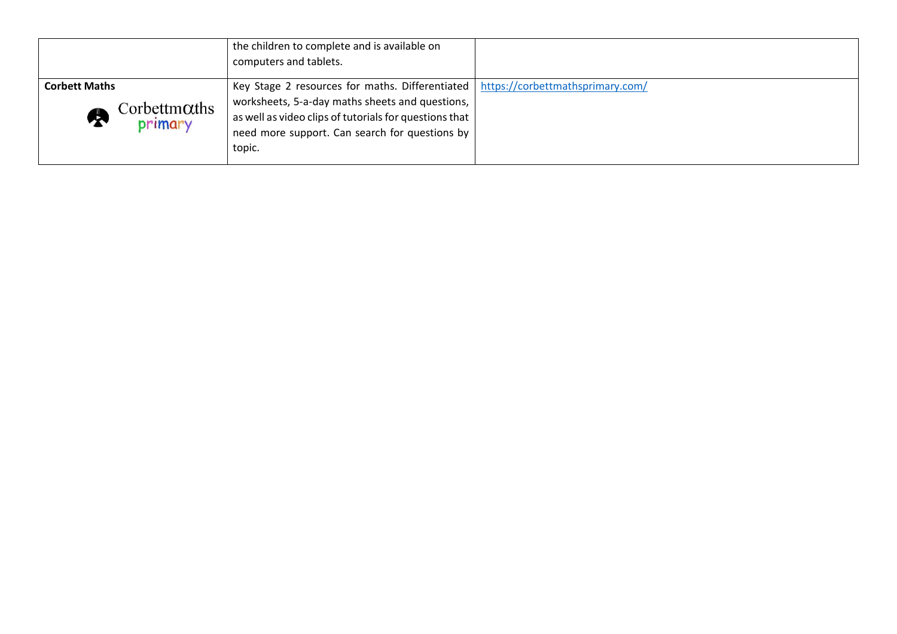| | | |
|---|---|---|
| | the children to complete and is available on computers and tablets. | |
| **Corbett Maths** Corbettmaths primary | Key Stage 2 resources for maths. Differentiated worksheets, 5-a-day maths sheets and questions, as well as video clips of tutorials for questions that need more support. Can search for questions by topic. | https://corbettmathsprimary.com/ |